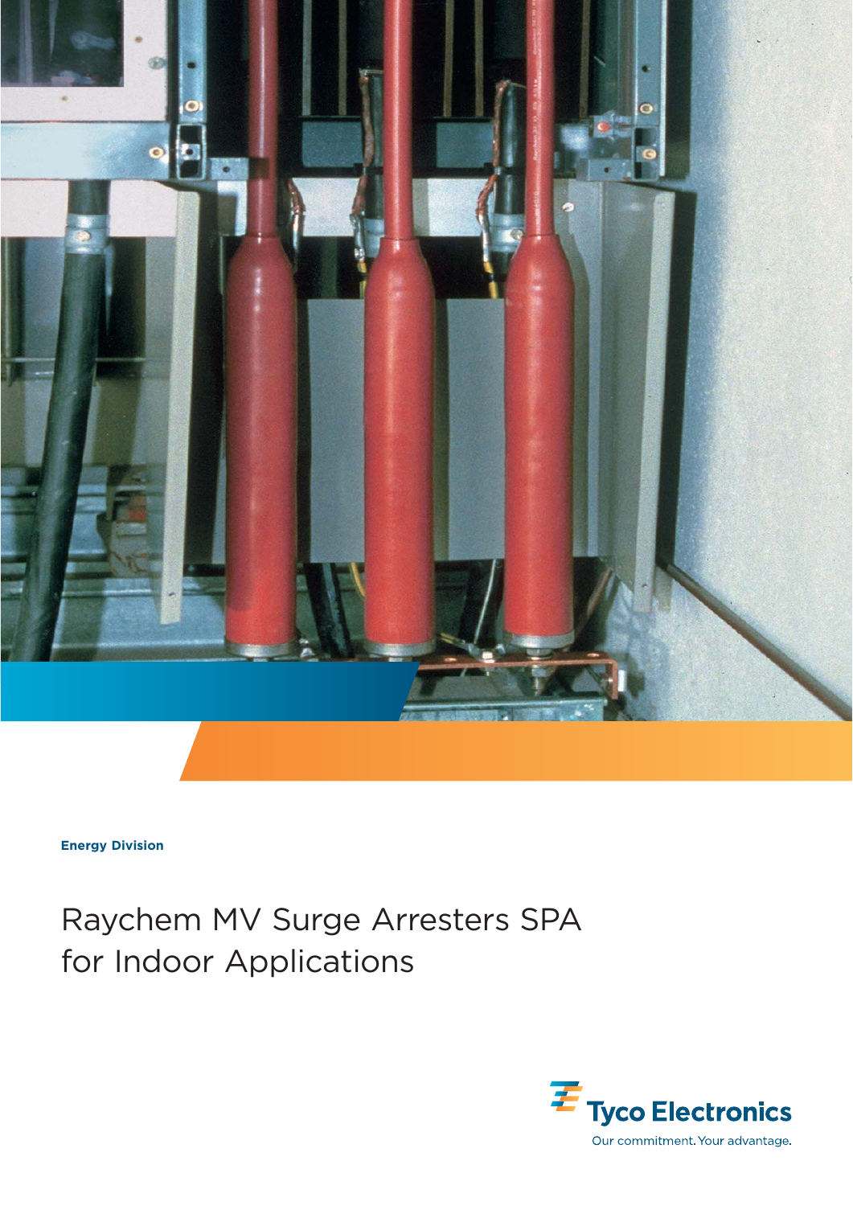Energy Division

# Raychem MV Surge Arresters SPA for Indoor Applications

Tyco Electronics

Our commitment. Your advantage.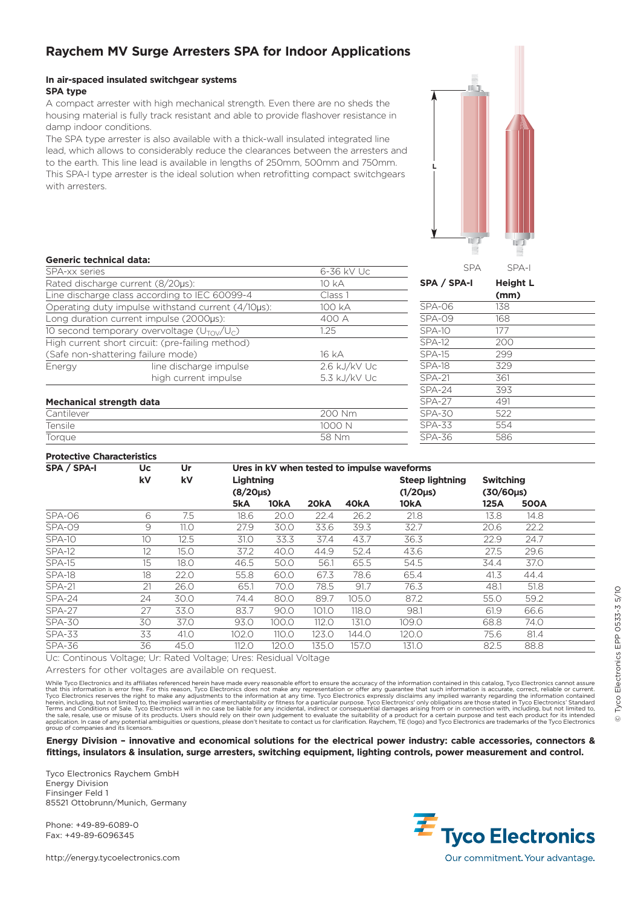# Raychem MV Surge Arresters SPA for Indoor Applications

**In air-spaced insulated switchgear systems**
**SPA type**

A compact arrester with high mechanical strength. Even there are no sheds the housing material is fully track resistant and able to provide flashover resistance in damp indoor conditions.

The SPA type arrester is also available with a thick-wall insulated integrated line lead, which allows to considerably reduce the clearances between the arresters and to the earth. This line lead is available in lengths of 250mm, 500mm and 750mm. This SPA-I type arrester is the ideal solution when retrofitting compact switchgears with arresters.

L

SPA SPA-I

| SPA / SPA-I | Height L (mm) |
|---|---|
| SPA-06 | 138 |
| SPA-09 | 168 |
| SPA-10 | 177 |
| SPA-12 | 200 |
| SPA-15 | 299 |
| SPA-18 | 329 |
| SPA-21 | 361 |
| SPA-24 | 393 |
| SPA-27 | 491 |
| SPA-30 | 522 |
| SPA-33 | 554 |
| SPA-36 | 586 |

**Generic technical data:**

| | | |
|---|---|---|
| SPA-xx series | | 6-36 kV Uc |
| Rated discharge current (8/20µs): | | 10 kA |
| Line discharge class according to IEC 60099-4 | | Class 1 |
| Operating duty impulse withstand current (4/10µs): | | 100 kA |
| Long duration current impulse (2000µs): | | 400 A |
| 10 second temporary overvoltage ($U_{TOV}/U_C$) | | 1.25 |
| High current short circuit: (pre-failing method) (Safe non-shattering failure mode) | | 16 kA |
| Energy | line discharge impulse | 2.6 kJ/kV Uc |
| | high current impulse | 5.3 kJ/kV Uc |

**Mechanical strength data**

| | |
|---|---|
| Cantilever | 200 Nm |
| Tensile | 1000 N |
| Torque | 58 Nm |

**Protective Characteristics**

| SPA / SPA-I | Uc | Ur | Ures in kV when tested to impulse waveforms | | | | | | |
|---|---|---|---|---|---|---|---|---|---|
| | kV | kV | Lightning (8/20µs) | | | | Steep lightning (1/20µs) | Switching (30/60µs) | |
| | | | 5kA | 10kA | 20kA | 40kA | 10kA | 125A | 500A |
| SPA-06 | 6 | 7.5 | 18.6 | 20.0 | 22.4 | 26.2 | 21.8 | 13.8 | 14.8 |
| SPA-09 | 9 | 11.0 | 27.9 | 30.0 | 33.6 | 39.3 | 32.7 | 20.6 | 22.2 |
| SPA-10 | 10 | 12.5 | 31.0 | 33.3 | 37.4 | 43.7 | 36.3 | 22.9 | 24.7 |
| SPA-12 | 12 | 15.0 | 37.2 | 40.0 | 44.9 | 52.4 | 43.6 | 27.5 | 29.6 |
| SPA-15 | 15 | 18.0 | 46.5 | 50.0 | 56.1 | 65.5 | 54.5 | 34.4 | 37.0 |
| SPA-18 | 18 | 22.0 | 55.8 | 60.0 | 67.3 | 78.6 | 65.4 | 41.3 | 44.4 |
| SPA-21 | 21 | 26.0 | 65.1 | 70.0 | 78.5 | 91.7 | 76.3 | 48.1 | 51.8 |
| SPA-24 | 24 | 30.0 | 74.4 | 80.0 | 89.7 | 105.0 | 87.2 | 55.0 | 59.2 |
| SPA-27 | 27 | 33.0 | 83.7 | 90.0 | 101.0 | 118.0 | 98.1 | 61.9 | 66.6 |
| SPA-30 | 30 | 37.0 | 93.0 | 100.0 | 112.0 | 131.0 | 109.0 | 68.8 | 74.0 |
| SPA-33 | 33 | 41.0 | 102.0 | 110.0 | 123.0 | 144.0 | 120.0 | 75.6 | 81.4 |
| SPA-36 | 36 | 45.0 | 112.0 | 120.0 | 135.0 | 157.0 | 131.0 | 82.5 | 88.8 |

Uc: Continous Voltage; Ur: Rated Voltage; Ures: Residual Voltage

Arresters for other voltages are available on request.

While Tyco Electronics and its affiliates referenced herein have made every reasonable effort to ensure the accuracy of the information contained in this catalog, Tyco Electronics cannot assure that this information is error free. For this reason, Tyco Electronics does not make any representation or offer any guarantee that such information is accurate, correct, reliable or current. Tyco Electronics reserves the right to make any adjustments to the information at any time. Tyco Electronics expressly disclaims any implied warranty regarding the information contained herein, including, but not limited to, the implied warranties of merchantability or fitness for a particular purpose. Tyco Electronics' only obligations are those stated in Tyco Electronics' Standard Terms and Conditions of Sale. Tyco Electronics will in no case be liable for any incidental, indirect or consequential damages arising from or in connection with, including, but not limited to, the sale, resale, use or misuse of its products. Users should rely on their own judgement to evaluate the suitability of a product for a certain purpose and test each product for its intended application. In case of any potential ambiguities or questions, please don't hesitate to contact us for clarification. Raychem, TE (logo) and Tyco Electronics are trademarks of the Tyco Electronics group of companies and its licensors.

**Energy Division – innovative and economical solutions for the electrical power industry: cable accessories, connectors & fittings, insulators & insulation, surge arresters, switching equipment, lighting controls, power measurement and control.**

Tyco Electronics Raychem GmbH
Energy Division
Finsinger Feld 1
85521 Ottobrunn/Munich, Germany

Phone: +49-89-6089-0
Fax: +49-89-6096345

http://energy.tycoelectronics.com

Tyco Electronics
Our commitment. Your advantage.

© Tyco Electronics EPP 0533-3 5/10